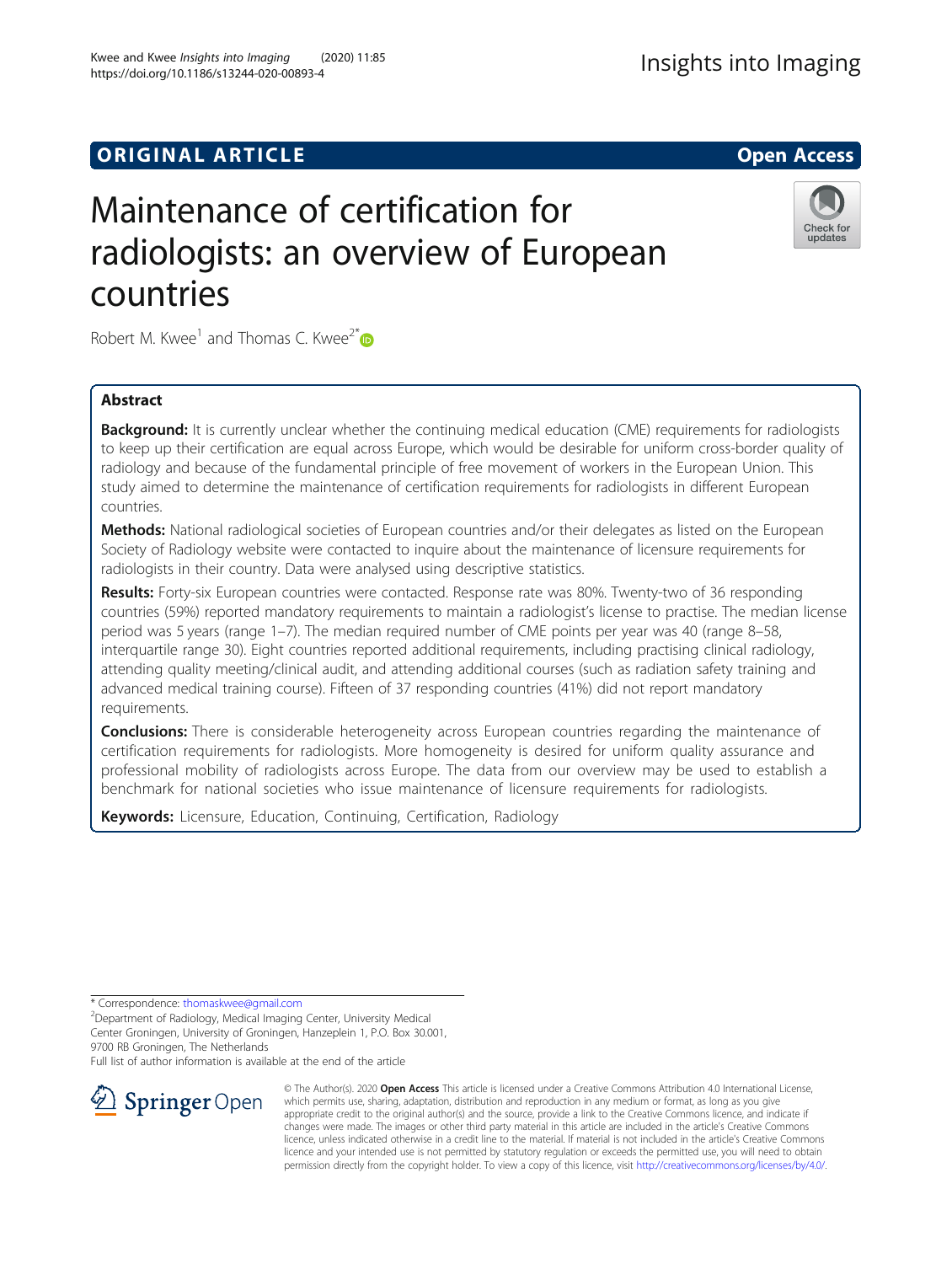ORIGINAL ARTICLE

Open Access

# Maintenance of certification for radiologists: an overview of European countries

Robert M. Kwee[1] and Thomas C. Kwee[2*]

## Abstract

**Background:** It is currently unclear whether the continuing medical education (CME) requirements for radiologists to keep up their certification are equal across Europe, which would be desirable for uniform cross-border quality of radiology and because of the fundamental principle of free movement of workers in the European Union. This study aimed to determine the maintenance of certification requirements for radiologists in different European countries.

**Methods:** National radiological societies of European countries and/or their delegates as listed on the European Society of Radiology website were contacted to inquire about the maintenance of licensure requirements for radiologists in their country. Data were analysed using descriptive statistics.

**Results:** Forty-six European countries were contacted. Response rate was 80%. Twenty-two of 36 responding countries (59%) reported mandatory requirements to maintain a radiologist's license to practise. The median license period was 5 years (range 1–7). The median required number of CME points per year was 40 (range 8–58, interquartile range 30). Eight countries reported additional requirements, including practising clinical radiology, attending quality meeting/clinical audit, and attending additional courses (such as radiation safety training and advanced medical training course). Fifteen of 37 responding countries (41%) did not report mandatory requirements.

**Conclusions:** There is considerable heterogeneity across European countries regarding the maintenance of certification requirements for radiologists. More homogeneity is desired for uniform quality assurance and professional mobility of radiologists across Europe. The data from our overview may be used to establish a benchmark for national societies who issue maintenance of licensure requirements for radiologists.

**Keywords:** Licensure, Education, Continuing, Certification, Radiology

* Correspondence: thomaskwee@gmail.com
[2]Department of Radiology, Medical Imaging Center, University Medical Center Groningen, University of Groningen, Hanzeplein 1, P.O. Box 30.001, 9700 RB Groningen, The Netherlands
Full list of author information is available at the end of the article

© The Author(s). 2020 **Open Access** This article is licensed under a Creative Commons Attribution 4.0 International License, which permits use, sharing, adaptation, distribution and reproduction in any medium or format, as long as you give appropriate credit to the original author(s) and the source, provide a link to the Creative Commons licence, and indicate if changes were made. The images or other third party material in this article are included in the article's Creative Commons licence, unless indicated otherwise in a credit line to the material. If material is not included in the article's Creative Commons licence and your intended use is not permitted by statutory regulation or exceeds the permitted use, you will need to obtain permission directly from the copyright holder. To view a copy of this licence, visit http://creativecommons.org/licenses/by/4.0/.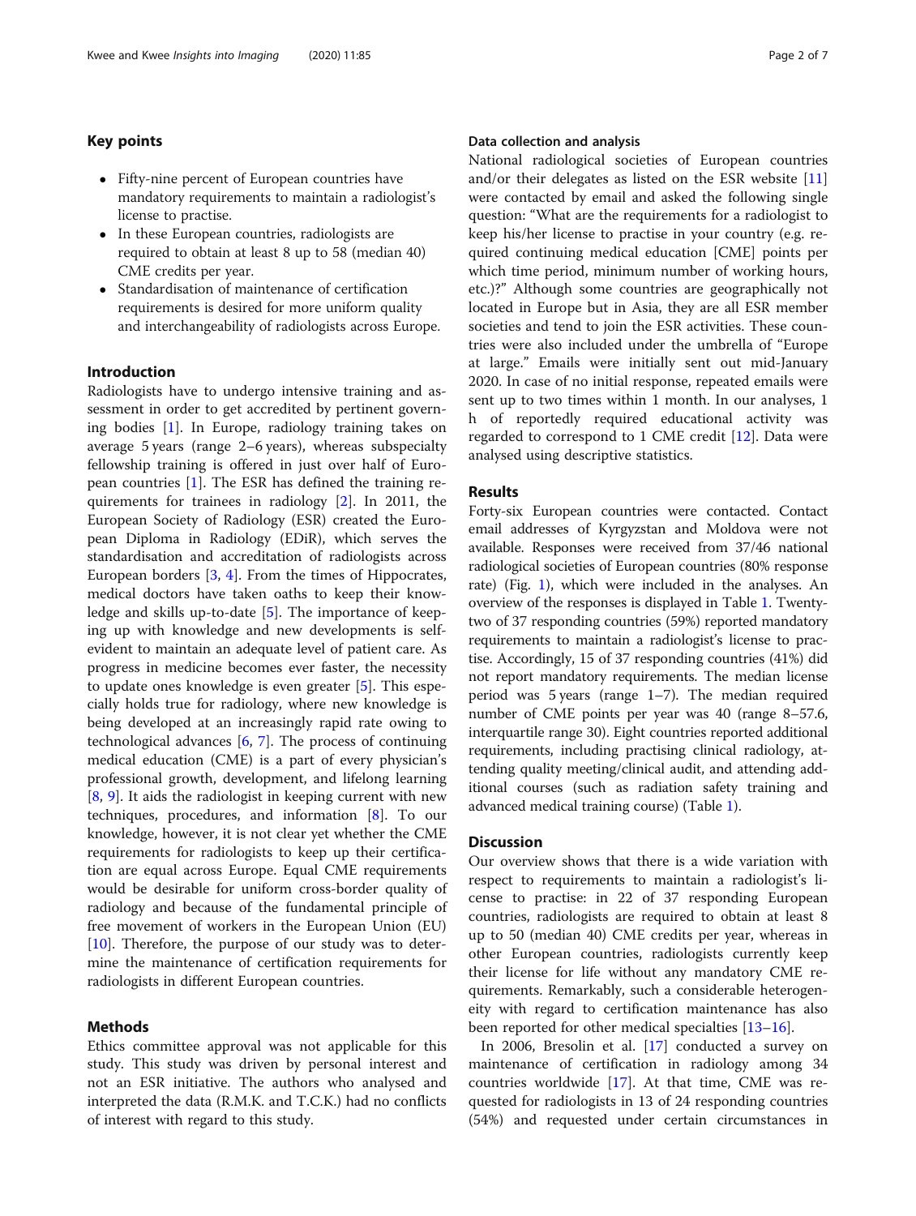## Key points

- Fifty-nine percent of European countries have mandatory requirements to maintain a radiologist's license to practise.
- In these European countries, radiologists are required to obtain at least 8 up to 58 (median 40) CME credits per year.
- Standardisation of maintenance of certification requirements is desired for more uniform quality and interchangeability of radiologists across Europe.

## Introduction

Radiologists have to undergo intensive training and assessment in order to get accredited by pertinent governing bodies [1]. In Europe, radiology training takes on average 5 years (range 2–6 years), whereas subspecialty fellowship training is offered in just over half of European countries [1]. The ESR has defined the training requirements for trainees in radiology [2]. In 2011, the European Society of Radiology (ESR) created the European Diploma in Radiology (EDiR), which serves the standardisation and accreditation of radiologists across European borders [3, 4]. From the times of Hippocrates, medical doctors have taken oaths to keep their knowledge and skills up-to-date [5]. The importance of keeping up with knowledge and new developments is self-evident to maintain an adequate level of patient care. As progress in medicine becomes ever faster, the necessity to update ones knowledge is even greater [5]. This especially holds true for radiology, where new knowledge is being developed at an increasingly rapid rate owing to technological advances [6, 7]. The process of continuing medical education (CME) is a part of every physician's professional growth, development, and lifelong learning [8, 9]. It aids the radiologist in keeping current with new techniques, procedures, and information [8]. To our knowledge, however, it is not clear yet whether the CME requirements for radiologists to keep up their certification are equal across Europe. Equal CME requirements would be desirable for uniform cross-border quality of radiology and because of the fundamental principle of free movement of workers in the European Union (EU) [10]. Therefore, the purpose of our study was to determine the maintenance of certification requirements for radiologists in different European countries.

## Methods

Ethics committee approval was not applicable for this study. This study was driven by personal interest and not an ESR initiative. The authors who analysed and interpreted the data (R.M.K. and T.C.K.) had no conflicts of interest with regard to this study.

### Data collection and analysis

National radiological societies of European countries and/or their delegates as listed on the ESR website [11] were contacted by email and asked the following single question: "What are the requirements for a radiologist to keep his/her license to practise in your country (e.g. required continuing medical education [CME] points per which time period, minimum number of working hours, etc.)?" Although some countries are geographically not located in Europe but in Asia, they are all ESR member societies and tend to join the ESR activities. These countries were also included under the umbrella of "Europe at large." Emails were initially sent out mid-January 2020. In case of no initial response, repeated emails were sent up to two times within 1 month. In our analyses, 1 h of reportedly required educational activity was regarded to correspond to 1 CME credit [12]. Data were analysed using descriptive statistics.

## Results

Forty-six European countries were contacted. Contact email addresses of Kyrgyzstan and Moldova were not available. Responses were received from 37/46 national radiological societies of European countries (80% response rate) (Fig. 1), which were included in the analyses. An overview of the responses is displayed in Table 1. Twenty-two of 37 responding countries (59%) reported mandatory requirements to maintain a radiologist's license to practise. Accordingly, 15 of 37 responding countries (41%) did not report mandatory requirements. The median license period was 5 years (range 1–7). The median required number of CME points per year was 40 (range 8–57.6, interquartile range 30). Eight countries reported additional requirements, including practising clinical radiology, attending quality meeting/clinical audit, and attending additional courses (such as radiation safety training and advanced medical training course) (Table 1).

## Discussion

Our overview shows that there is a wide variation with respect to requirements to maintain a radiologist's license to practise: in 22 of 37 responding European countries, radiologists are required to obtain at least 8 up to 50 (median 40) CME credits per year, whereas in other European countries, radiologists currently keep their license for life without any mandatory CME requirements. Remarkably, such a considerable heterogeneity with regard to certification maintenance has also been reported for other medical specialties [13–16].

In 2006, Bresolin et al. [17] conducted a survey on maintenance of certification in radiology among 34 countries worldwide [17]. At that time, CME was requested for radiologists in 13 of 24 responding countries (54%) and requested under certain circumstances in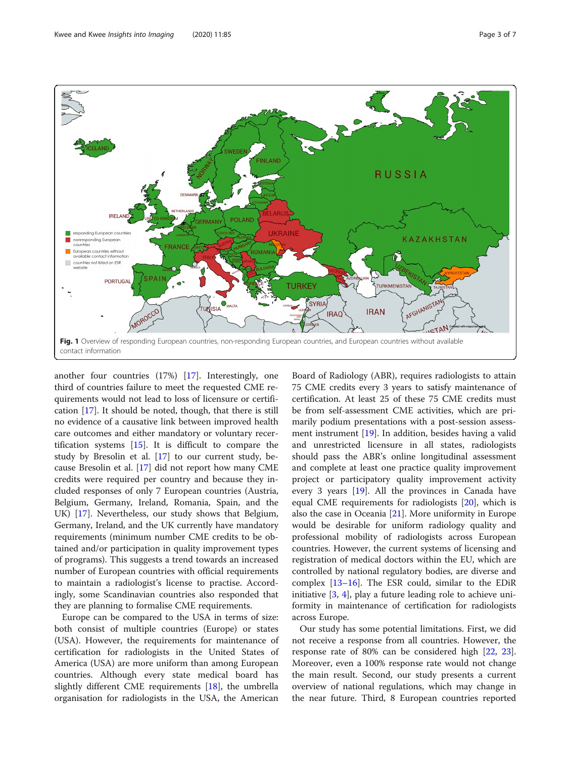Fig. 1 Overview of responding European countries, non-responding European countries, and European countries without available contact information

another four countries (17%) [17]. Interestingly, one third of countries failure to meet the requested CME requirements would not lead to loss of licensure or certification [17]. It should be noted, though, that there is still no evidence of a causative link between improved health care outcomes and either mandatory or voluntary recertification systems [15]. It is difficult to compare the study by Bresolin et al. [17] to our current study, because Bresolin et al. [17] did not report how many CME credits were required per country and because they included responses of only 7 European countries (Austria, Belgium, Germany, Ireland, Romania, Spain, and the UK) [17]. Nevertheless, our study shows that Belgium, Germany, Ireland, and the UK currently have mandatory requirements (minimum number CME credits to be obtained and/or participation in quality improvement types of programs). This suggests a trend towards an increased number of European countries with official requirements to maintain a radiologist's license to practise. Accordingly, some Scandinavian countries also responded that they are planning to formalise CME requirements.

Europe can be compared to the USA in terms of size: both consist of multiple countries (Europe) or states (USA). However, the requirements for maintenance of certification for radiologists in the United States of America (USA) are more uniform than among European countries. Although every state medical board has slightly different CME requirements [18], the umbrella organisation for radiologists in the USA, the American Board of Radiology (ABR), requires radiologists to attain 75 CME credits every 3 years to satisfy maintenance of certification. At least 25 of these 75 CME credits must be from self-assessment CME activities, which are primarily podium presentations with a post-session assessment instrument [19]. In addition, besides having a valid and unrestricted licensure in all states, radiologists should pass the ABR's online longitudinal assessment and complete at least one practice quality improvement project or participatory quality improvement activity every 3 years [19]. All the provinces in Canada have equal CME requirements for radiologists [20], which is also the case in Oceania [21]. More uniformity in Europe would be desirable for uniform radiology quality and professional mobility of radiologists across European countries. However, the current systems of licensing and registration of medical doctors within the EU, which are controlled by national regulatory bodies, are diverse and complex [13–16]. The ESR could, similar to the EDiR initiative [3, 4], play a future leading role to achieve uniformity in maintenance of certification for radiologists across Europe.

Our study has some potential limitations. First, we did not receive a response from all countries. However, the response rate of 80% can be considered high [22, 23]. Moreover, even a 100% response rate would not change the main result. Second, our study presents a current overview of national regulations, which may change in the near future. Third, 8 European countries reported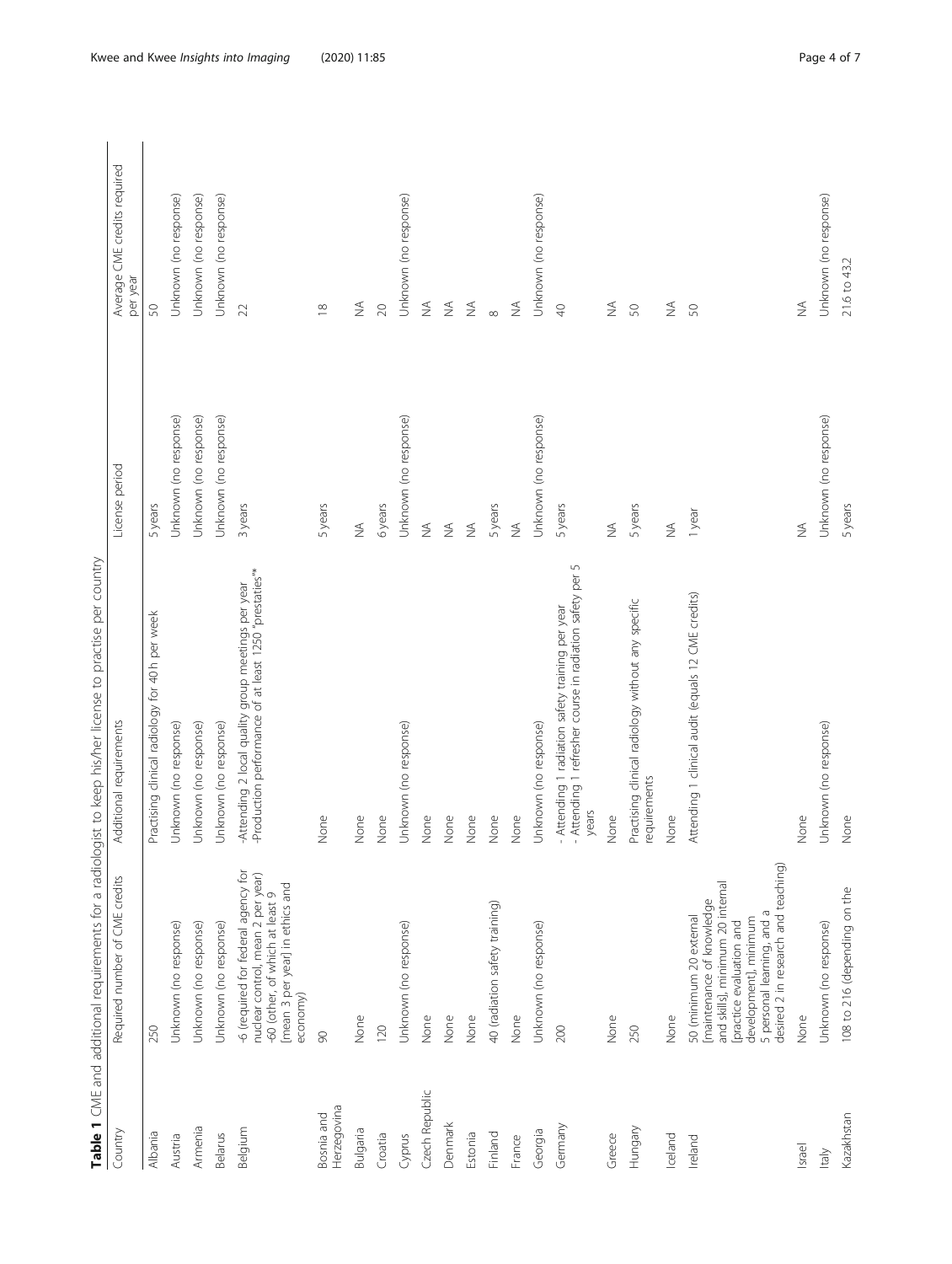**Table 1** CME and additional requirements for a radiologist to keep his/her license to practise per country

| Country | Required number of CME credits | Additional requirements | License period | Average CME credits required per year |
|---|---|---|---|---|
| Albania | 250 | Practising clinical radiology for 40 h per week | 5 years | 50 |
| Austria | Unknown (no response) | Unknown (no response) | Unknown (no response) | Unknown (no response) |
| Armenia | Unknown (no response) | Unknown (no response) | Unknown (no response) | Unknown (no response) |
| Belarus | Unknown (no response) | Unknown (no response) | Unknown (no response) | Unknown (no response) |
| Belgium | -6 (required for federal agency for nuclear control, mean 2 per year) -60 (other, of which at least 9 [mean 3 per year] in ethics and economy) | -Attending 2 local quality group meetings per year -Production performance of at least 1250 "prestaties"* | 3 years | 22 |
| Bosnia and Herzegovina | 90 | None | 5 years | 18 |
| Bulgaria | None | None | NA | NA |
| Croatia | 120 | None | 6 years | 20 |
| Cyprus | Unknown (no response) | Unknown (no response) | Unknown (no response) | Unknown (no response) |
| Czech Republic | None | None | NA | NA |
| Denmark | None | None | NA | NA |
| Estonia | None | None | NA | NA |
| Finland | 40 (radiation safety training) | None | 5 years | 8 |
| France | None | None | NA | NA |
| Georgia | Unknown (no response) | Unknown (no response) | Unknown (no response) | Unknown (no response) |
| Germany | 200 | - Attending 1 radiation safety training per year - Attending 1 refresher course in radiation safety per 5 years | 5 years | 40 |
| Greece | None | None | NA | NA |
| Hungary | 250 | Practising clinical radiology without any specific requirements | 5 years | 50 |
| Iceland | None | None | NA | NA |
| Ireland | 50 (minimum 20 external [maintenance of knowledge and skills], minimum 20 internal [practice evaluation and development], minimum 5 personal learning, and a desired 2 in research and teaching) | Attending 1 clinical audit (equals 12 CME credits) | 1 year | 50 |
| Israel | None | None | NA | NA |
| Italy | Unknown (no response) | Unknown (no response) | Unknown (no response) | Unknown (no response) |
| Kazakhstan | 108 to 216 (depending on the | None | 5 years | 21.6 to 43.2 |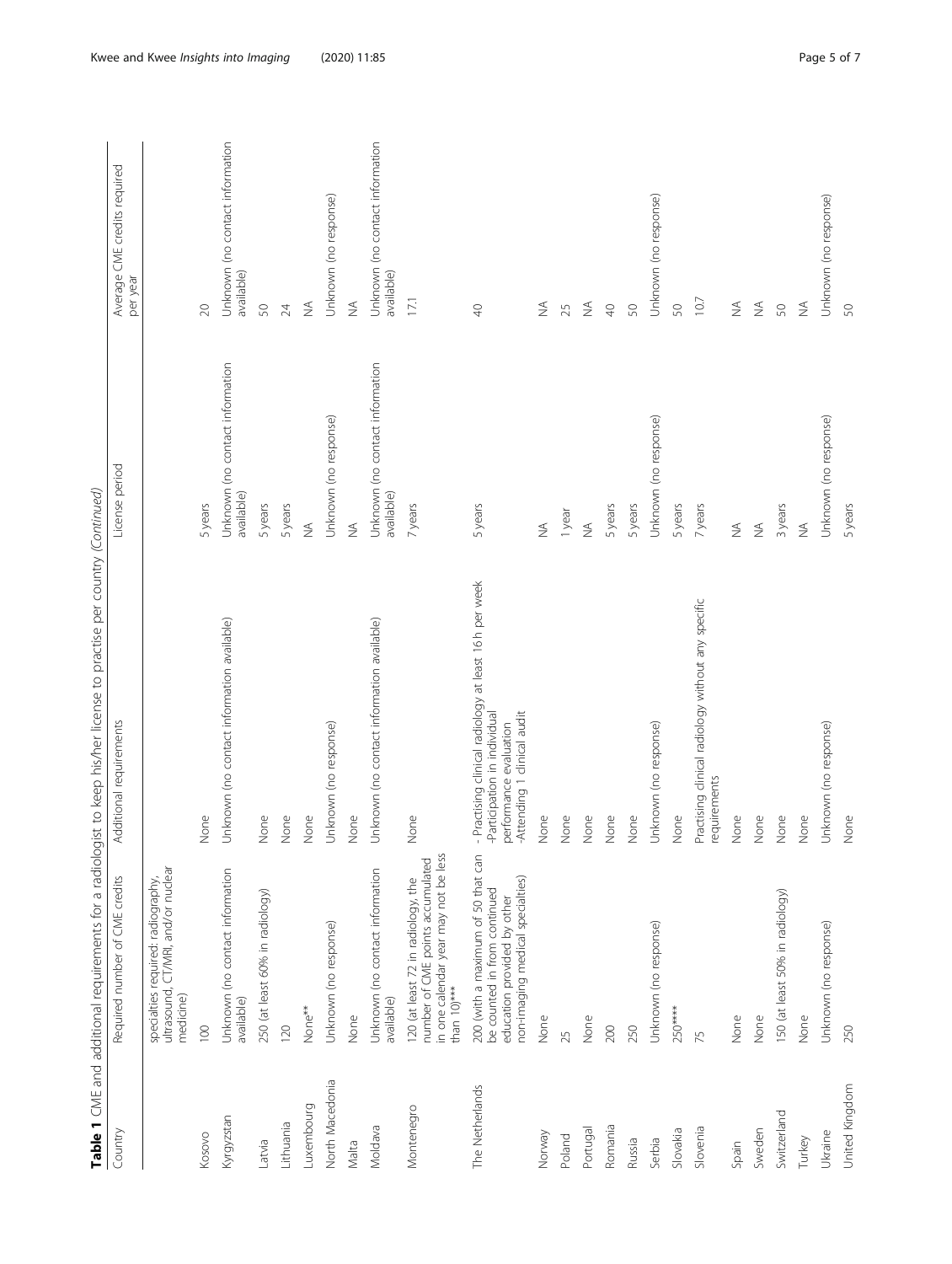**Table 1** CME and additional requirements for a radiologist to keep his/her license to practise per country *(Continued)*

| Country | Required number of CME credits | Additional requirements | License period | Average CME credits required per year |
|---|---|---|---|---|
| | specialties required: radiography, ultrasound, CT/MRI, and/or nuclear medicine) | | | |
| Kosovo | 100 | None | 5 years | 20 |
| Kyrgyzstan | Unknown (no contact information available) | Unknown (no contact information available) | Unknown (no contact information available) | Unknown (no contact information available) |
| Latvia | 250 (at least 60% in radiology) | None | 5 years | 50 |
| Lithuania | 120 | None | 5 years | 24 |
| Luxembourg | None** | None | NA | NA |
| North Macedonia | Unknown (no response) | Unknown (no response) | Unknown (no response) | Unknown (no response) |
| Malta | None | None | NA | NA |
| Moldava | Unknown (no contact information available) | Unknown (no contact information available) | Unknown (no contact information available) | Unknown (no contact information available) |
| Montenegro | 120 (at least 72 in radiology, the number of CME points accumulated in one calendar year may not be less than 10)*** | None | 7 years | 17.1 |
| The Netherlands | 200 (with a maximum of 50 that can be counted in from continued education provided by other non-imaging medical specialties) | - Practising clinical radiology at least 16 h per week<br>-Participation in individual performance evaluation<br>-Attending 1 clinical audit | 5 years | 40 |
| Norway | None | None | NA | NA |
| Poland | 25 | None | 1 year | 25 |
| Portugal | None | None | NA | NA |
| Romania | 200 | None | 5 years | 40 |
| Russia | 250 | None | 5 years | 50 |
| Serbia | Unknown (no response) | Unknown (no response) | Unknown (no response) | Unknown (no response) |
| Slovakia | 250**** | None | 5 years | 50 |
| Slovenia | 75 | Practising clinical radiology without any specific requirements | 7 years | 10.7 |
| Spain | None | None | NA | NA |
| Sweden | None | None | NA | NA |
| Switzerland | 150 (at least 50% in radiology) | None | 3 years | 50 |
| Turkey | None | None | NA | NA |
| Ukraine | Unknown (no response) | Unknown (no response) | Unknown (no response) | Unknown (no response) |
| United Kingdom | 250 | None | 5 years | 50 |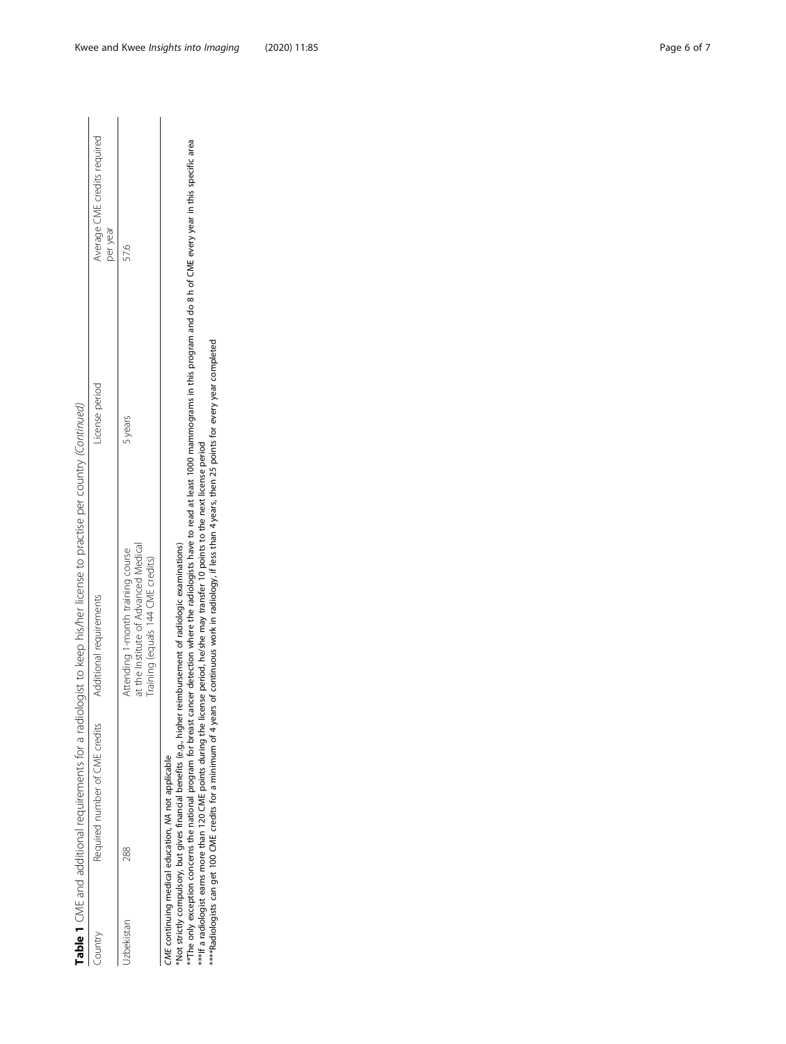**Table 1** CME and additional requirements for a radiologist to keep his/her license to practise per country *(Continued)*

| Country | Required number of CME credits | Additional requirements | License period | Average CME credits required per year |
|---|---|---|---|---|
| Uzbekistan | 288 | Attending 1-month training course at the Institute of Advanced Medical Training (equals 144 CME credits) | 5 years | 57.6 |

*CME* continuing medical education, *NA* not applicable

*Not strictly compulsory, but gives financial benefits (e.g., higher reimbursement of radiologic examinations)

**The only exception concerns the national program for breast cancer detection where the radiologists have to read at least 1000 mammograms in this program and do 8 h of CME every year in this specific area

***If a radiologist earns more than 120 CME points during the license period, he/she may transfer 10 points to the next license period

****Radiologists can get 100 CME credits for a minimum of 4 years of continuous work in radiology, if less than 4 years, then 25 points for every year completed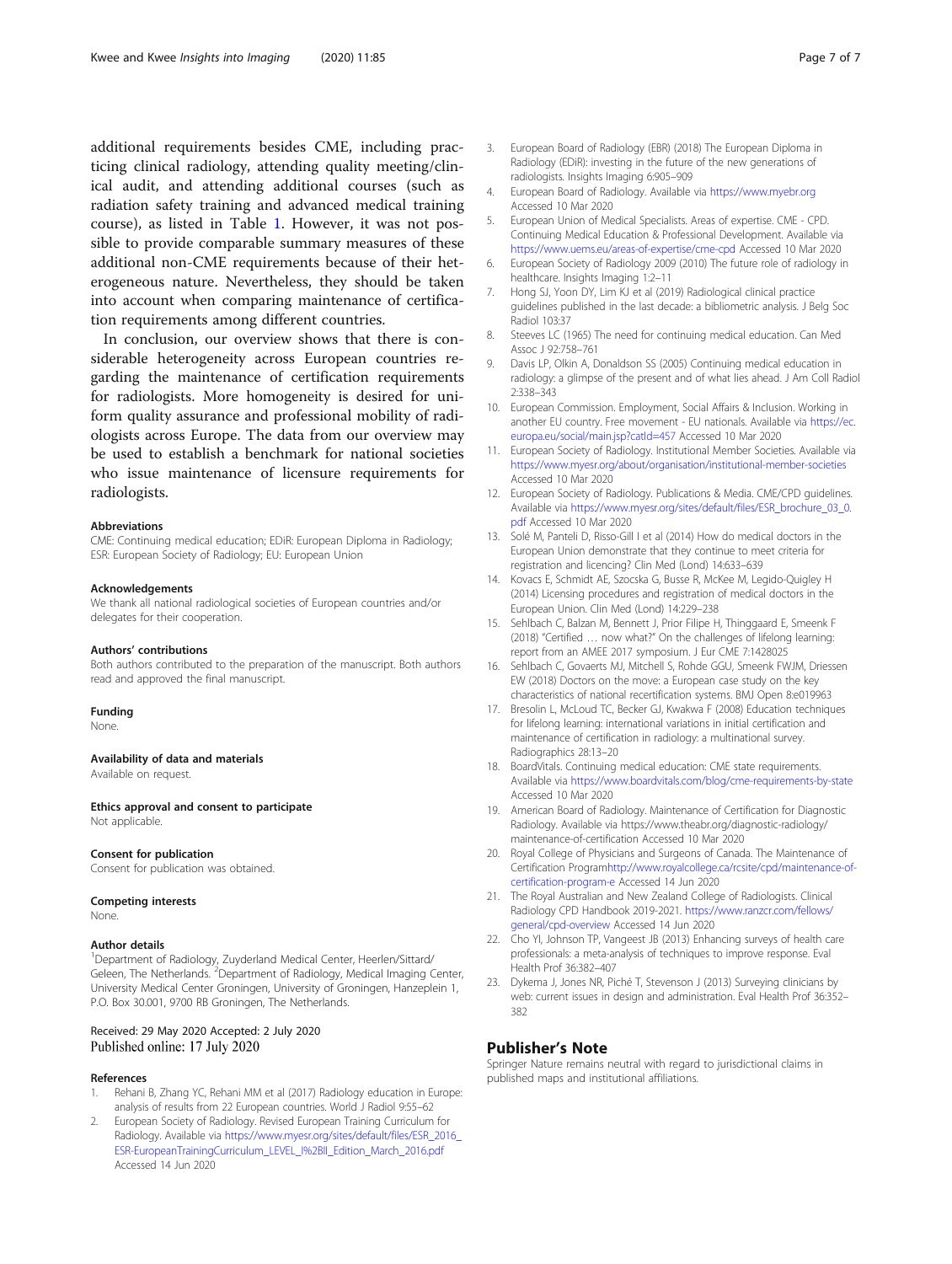additional requirements besides CME, including practicing clinical radiology, attending quality meeting/clinical audit, and attending additional courses (such as radiation safety training and advanced medical training course), as listed in Table 1. However, it was not possible to provide comparable summary measures of these additional non-CME requirements because of their heterogeneous nature. Nevertheless, they should be taken into account when comparing maintenance of certification requirements among different countries.

In conclusion, our overview shows that there is considerable heterogeneity across European countries regarding the maintenance of certification requirements for radiologists. More homogeneity is desired for uniform quality assurance and professional mobility of radiologists across Europe. The data from our overview may be used to establish a benchmark for national societies who issue maintenance of licensure requirements for radiologists.

#### Abbreviations
CME: Continuing medical education; EDiR: European Diploma in Radiology; ESR: European Society of Radiology; EU: European Union

#### Acknowledgements
We thank all national radiological societies of European countries and/or delegates for their cooperation.

#### Authors' contributions
Both authors contributed to the preparation of the manuscript. Both authors read and approved the final manuscript.

#### Funding
None.

#### Availability of data and materials
Available on request.

#### Ethics approval and consent to participate
Not applicable.

#### Consent for publication
Consent for publication was obtained.

#### Competing interests
None.

#### Author details
[1]Department of Radiology, Zuyderland Medical Center, Heerlen/Sittard/Geleen, The Netherlands. [2]Department of Radiology, Medical Imaging Center, University Medical Center Groningen, University of Groningen, Hanzeplein 1, P.O. Box 30.001, 9700 RB Groningen, The Netherlands.

Received: 29 May 2020 Accepted: 2 July 2020
Published online: 17 July 2020

#### References
1. Rehani B, Zhang YC, Rehani MM et al (2017) Radiology education in Europe: analysis of results from 22 European countries. World J Radiol 9:55–62
2. European Society of Radiology. Revised European Training Curriculum for Radiology. Available via https://www.myesr.org/sites/default/files/ESR_2016_ESR-EuropeanTrainingCurriculum_LEVEL_I%2BII_Edition_March_2016.pdf Accessed 14 Jun 2020
3. European Board of Radiology (EBR) (2018) The European Diploma in Radiology (EDiR): investing in the future of the new generations of radiologists. Insights Imaging 6:905–909
4. European Board of Radiology. Available via https://www.myebr.org Accessed 10 Mar 2020
5. European Union of Medical Specialists. Areas of expertise. CME - CPD. Continuing Medical Education & Professional Development. Available via https://www.uems.eu/areas-of-expertise/cme-cpd Accessed 10 Mar 2020
6. European Society of Radiology 2009 (2010) The future role of radiology in healthcare. Insights Imaging 1:2–11
7. Hong SJ, Yoon DY, Lim KJ et al (2019) Radiological clinical practice guidelines published in the last decade: a bibliometric analysis. J Belg Soc Radiol 103:37
8. Steeves LC (1965) The need for continuing medical education. Can Med Assoc J 92:758–761
9. Davis LP, Olkin A, Donaldson SS (2005) Continuing medical education in radiology: a glimpse of the present and of what lies ahead. J Am Coll Radiol 2:338–343
10. European Commission. Employment, Social Affairs & Inclusion. Working in another EU country. Free movement - EU nationals. Available via https://ec.europa.eu/social/main.jsp?catId=457 Accessed 10 Mar 2020
11. European Society of Radiology. Institutional Member Societies. Available via https://www.myesr.org/about/organisation/institutional-member-societies Accessed 10 Mar 2020
12. European Society of Radiology. Publications & Media. CME/CPD guidelines. Available via https://www.myesr.org/sites/default/files/ESR_brochure_03_0.pdf Accessed 10 Mar 2020
13. Solé M, Panteli D, Risso-Gill I et al (2014) How do medical doctors in the European Union demonstrate that they continue to meet criteria for registration and licencing? Clin Med (Lond) 14:633–639
14. Kovacs E, Schmidt AE, Szocska G, Busse R, McKee M, Legido-Quigley H (2014) Licensing procedures and registration of medical doctors in the European Union. Clin Med (Lond) 14:229–238
15. Sehlbach C, Balzan M, Bennett J, Prior Filipe H, Thinggaard E, Smeenk F (2018) "Certified … now what?" On the challenges of lifelong learning: report from an AMEE 2017 symposium. J Eur CME 7:1428025
16. Sehlbach C, Govaerts MJ, Mitchell S, Rohde GGU, Smeenk FWJM, Driessen EW (2018) Doctors on the move: a European case study on the key characteristics of national recertification systems. BMJ Open 8:e019963
17. Bresolin L, McLoud TC, Becker GJ, Kwakwa F (2008) Education techniques for lifelong learning: international variations in initial certification and maintenance of certification in radiology: a multinational survey. Radiographics 28:13–20
18. BoardVitals. Continuing medical education: CME state requirements. Available via https://www.boardvitals.com/blog/cme-requirements-by-state Accessed 10 Mar 2020
19. American Board of Radiology. Maintenance of Certification for Diagnostic Radiology. Available via https://www.theabr.org/diagnostic-radiology/maintenance-of-certification Accessed 10 Mar 2020
20. Royal College of Physicians and Surgeons of Canada. The Maintenance of Certification Programhttp://www.royalcollege.ca/rcsite/cpd/maintenance-of-certification-program-e Accessed 14 Jun 2020
21. The Royal Australian and New Zealand College of Radiologists. Clinical Radiology CPD Handbook 2019-2021. https://www.ranzcr.com/fellows/general/cpd-overview Accessed 14 Jun 2020
22. Cho YI, Johnson TP, Vangeest JB (2013) Enhancing surveys of health care professionals: a meta-analysis of techniques to improve response. Eval Health Prof 36:382–407
23. Dykema J, Jones NR, Piché T, Stevenson J (2013) Surveying clinicians by web: current issues in design and administration. Eval Health Prof 36:352–382

## Publisher's Note
Springer Nature remains neutral with regard to jurisdictional claims in published maps and institutional affiliations.